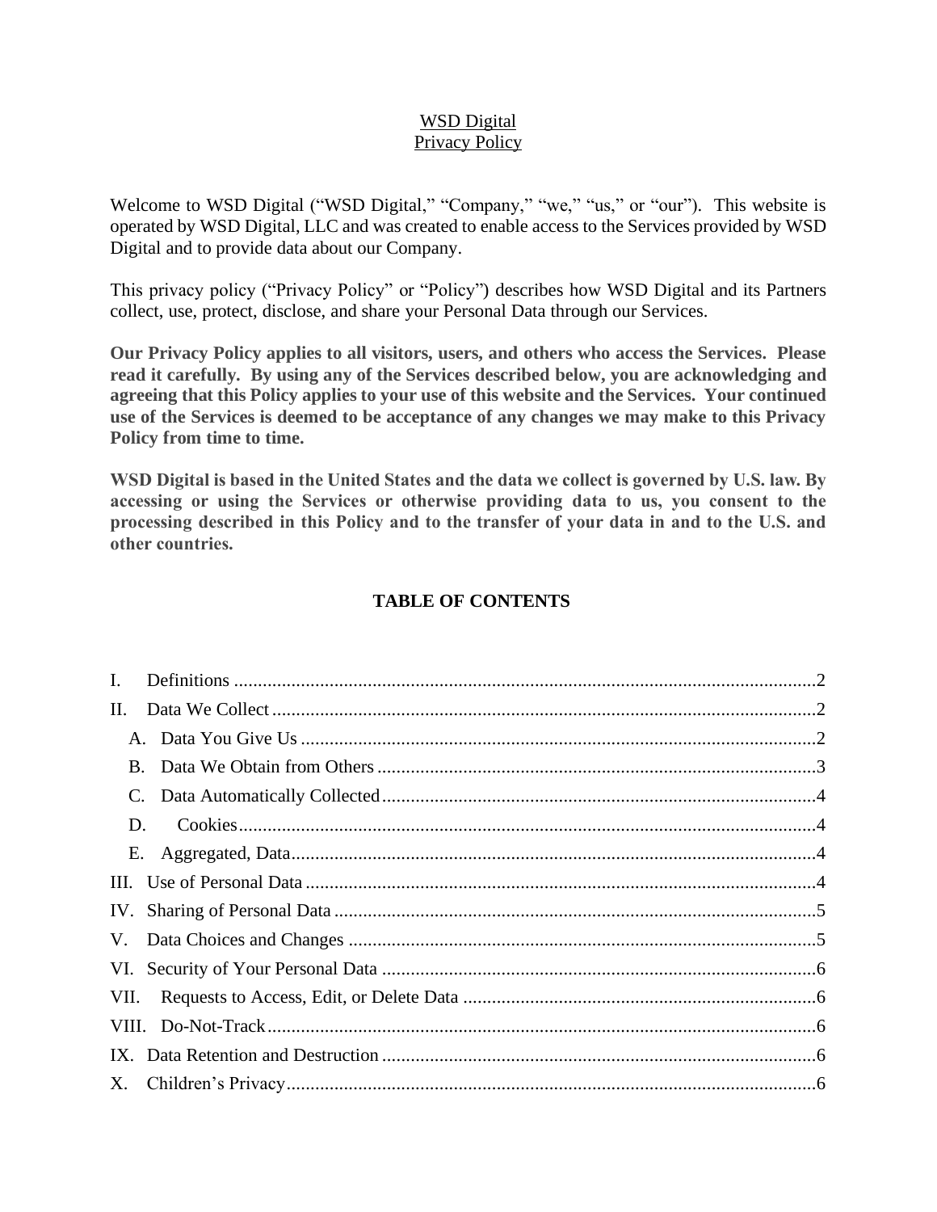# WSD Digital
## Privacy Policy

Welcome to WSD Digital ("WSD Digital," "Company," "we," "us," or "our"). This website is operated by WSD Digital, LLC and was created to enable access to the Services provided by WSD Digital and to provide data about our Company.

This privacy policy ("Privacy Policy" or "Policy") describes how WSD Digital and its Partners collect, use, protect, disclose, and share your Personal Data through our Services.

**Our Privacy Policy applies to all visitors, users, and others who access the Services. Please read it carefully. By using any of the Services described below, you are acknowledging and agreeing that this Policy applies to your use of this website and the Services. Your continued use of the Services is deemed to be acceptance of any changes we may make to this Privacy Policy from time to time.**

**WSD Digital is based in the United States and the data we collect is governed by U.S. law. By accessing or using the Services or otherwise providing data to us, you consent to the processing described in this Policy and to the transfer of your data in and to the U.S. and other countries.**

## TABLE OF CONTENTS

- I. Definitions ........ 2
- II. Data We Collect ........ 2
  - A. Data You Give Us ........ 2
  - B. Data We Obtain from Others ........ 3
  - C. Data Automatically Collected ........ 4
  - D. Cookies ........ 4
  - E. Aggregated, Data ........ 4
- III. Use of Personal Data ........ 4
- IV. Sharing of Personal Data ........ 5
- V. Data Choices and Changes ........ 5
- VI. Security of Your Personal Data ........ 6
- VII. Requests to Access, Edit, or Delete Data ........ 6
- VIII. Do-Not-Track ........ 6
- IX. Data Retention and Destruction ........ 6
- X. Children's Privacy ........ 6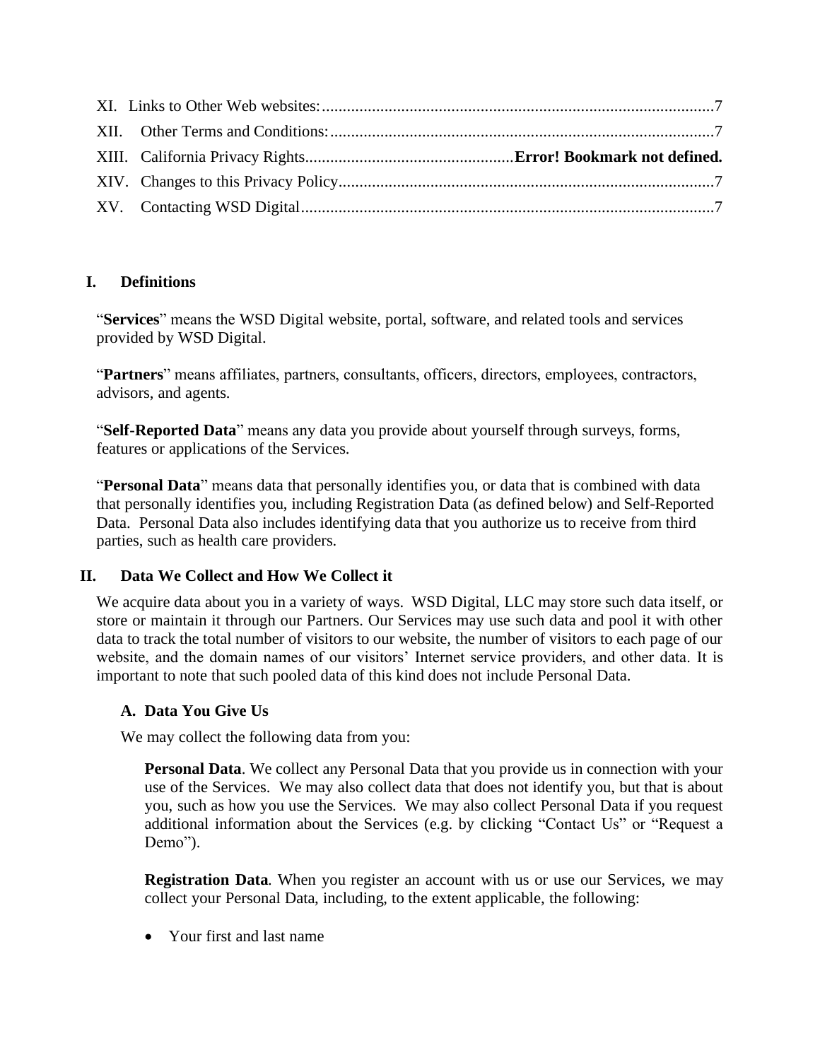XI. Links to Other Web websites: ............................................................................................7

XII. Other Terms and Conditions: ............................................................................................7

XIII. California Privacy Rights.................................................. **Error! Bookmark not defined.**

XIV. Changes to this Privacy Policy..........................................................................................7

XV. Contacting WSD Digital...................................................................................................7

## I. Definitions

"**Services**" means the WSD Digital website, portal, software, and related tools and services provided by WSD Digital.

"**Partners**" means affiliates, partners, consultants, officers, directors, employees, contractors, advisors, and agents.

"**Self-Reported Data**" means any data you provide about yourself through surveys, forms, features or applications of the Services.

"**Personal Data**" means data that personally identifies you, or data that is combined with data that personally identifies you, including Registration Data (as defined below) and Self-Reported Data. Personal Data also includes identifying data that you authorize us to receive from third parties, such as health care providers.

## II. Data We Collect and How We Collect it

We acquire data about you in a variety of ways. WSD Digital, LLC may store such data itself, or store or maintain it through our Partners. Our Services may use such data and pool it with other data to track the total number of visitors to our website, the number of visitors to each page of our website, and the domain names of our visitors' Internet service providers, and other data. It is important to note that such pooled data of this kind does not include Personal Data.

### A. Data You Give Us

We may collect the following data from you:

**Personal Data**. We collect any Personal Data that you provide us in connection with your use of the Services. We may also collect data that does not identify you, but that is about you, such as how you use the Services. We may also collect Personal Data if you request additional information about the Services (e.g. by clicking "Contact Us" or "Request a Demo").

**Registration Data**. When you register an account with us or use our Services, we may collect your Personal Data, including, to the extent applicable, the following:

- Your first and last name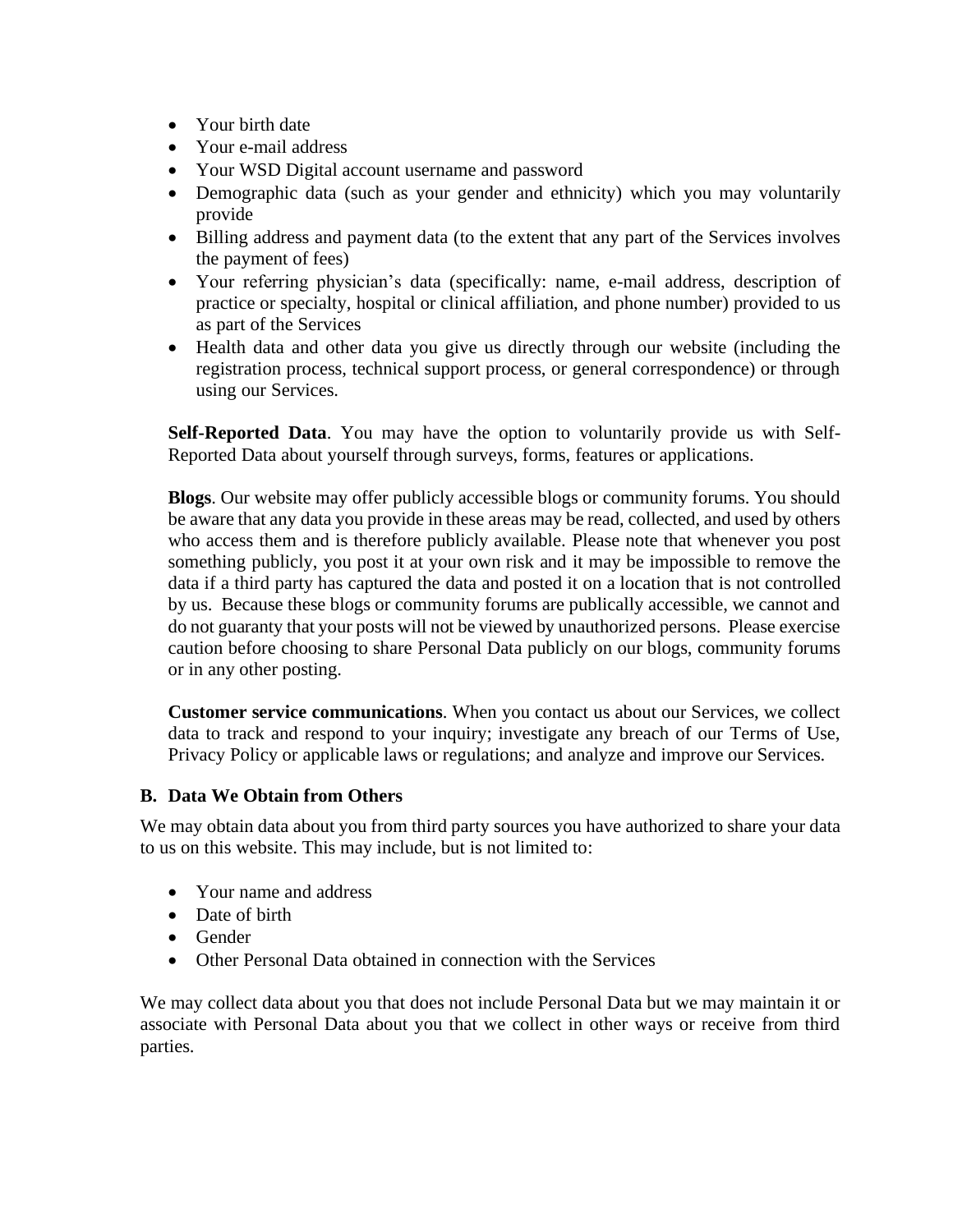- Your birth date
- Your e-mail address
- Your WSD Digital account username and password
- Demographic data (such as your gender and ethnicity) which you may voluntarily provide
- Billing address and payment data (to the extent that any part of the Services involves the payment of fees)
- Your referring physician's data (specifically: name, e-mail address, description of practice or specialty, hospital or clinical affiliation, and phone number) provided to us as part of the Services
- Health data and other data you give us directly through our website (including the registration process, technical support process, or general correspondence) or through using our Services.

**Self-Reported Data**. You may have the option to voluntarily provide us with Self-Reported Data about yourself through surveys, forms, features or applications.

**Blogs**. Our website may offer publicly accessible blogs or community forums. You should be aware that any data you provide in these areas may be read, collected, and used by others who access them and is therefore publicly available. Please note that whenever you post something publicly, you post it at your own risk and it may be impossible to remove the data if a third party has captured the data and posted it on a location that is not controlled by us. Because these blogs or community forums are publically accessible, we cannot and do not guaranty that your posts will not be viewed by unauthorized persons. Please exercise caution before choosing to share Personal Data publicly on our blogs, community forums or in any other posting.

**Customer service communications**. When you contact us about our Services, we collect data to track and respond to your inquiry; investigate any breach of our Terms of Use, Privacy Policy or applicable laws or regulations; and analyze and improve our Services.

### B. Data We Obtain from Others

We may obtain data about you from third party sources you have authorized to share your data to us on this website. This may include, but is not limited to:

- Your name and address
- Date of birth
- Gender
- Other Personal Data obtained in connection with the Services

We may collect data about you that does not include Personal Data but we may maintain it or associate with Personal Data about you that we collect in other ways or receive from third parties.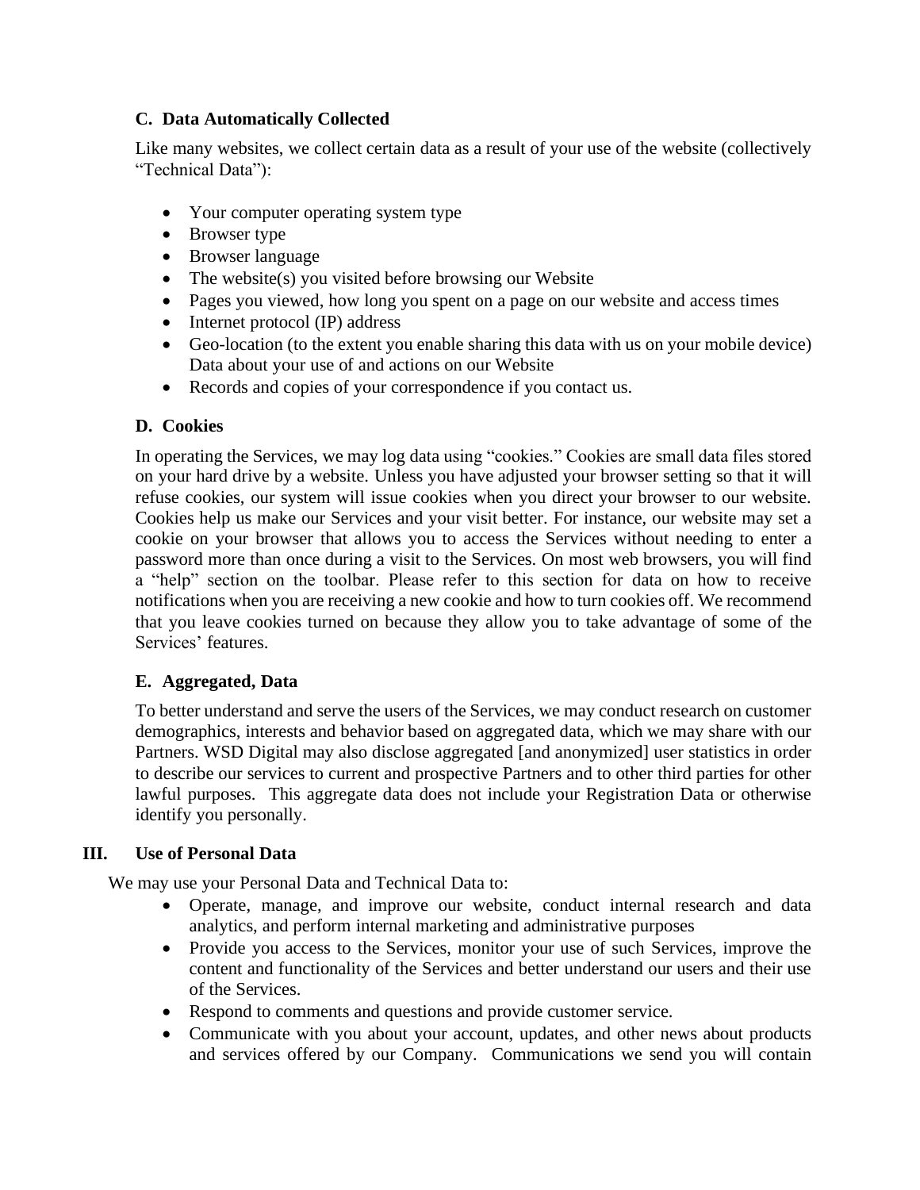### C. Data Automatically Collected

Like many websites, we collect certain data as a result of your use of the website (collectively "Technical Data"):

- Your computer operating system type
- Browser type
- Browser language
- The website(s) you visited before browsing our Website
- Pages you viewed, how long you spent on a page on our website and access times
- Internet protocol (IP) address
- Geo-location (to the extent you enable sharing this data with us on your mobile device) Data about your use of and actions on our Website
- Records and copies of your correspondence if you contact us.

### D. Cookies

In operating the Services, we may log data using "cookies." Cookies are small data files stored on your hard drive by a website. Unless you have adjusted your browser setting so that it will refuse cookies, our system will issue cookies when you direct your browser to our website. Cookies help us make our Services and your visit better. For instance, our website may set a cookie on your browser that allows you to access the Services without needing to enter a password more than once during a visit to the Services. On most web browsers, you will find a "help" section on the toolbar. Please refer to this section for data on how to receive notifications when you are receiving a new cookie and how to turn cookies off. We recommend that you leave cookies turned on because they allow you to take advantage of some of the Services' features.

### E. Aggregated, Data

To better understand and serve the users of the Services, we may conduct research on customer demographics, interests and behavior based on aggregated data, which we may share with our Partners. WSD Digital may also disclose aggregated [and anonymized] user statistics in order to describe our services to current and prospective Partners and to other third parties for other lawful purposes. This aggregate data does not include your Registration Data or otherwise identify you personally.

## III. Use of Personal Data

We may use your Personal Data and Technical Data to:

- Operate, manage, and improve our website, conduct internal research and data analytics, and perform internal marketing and administrative purposes
- Provide you access to the Services, monitor your use of such Services, improve the content and functionality of the Services and better understand our users and their use of the Services.
- Respond to comments and questions and provide customer service.
- Communicate with you about your account, updates, and other news about products and services offered by our Company. Communications we send you will contain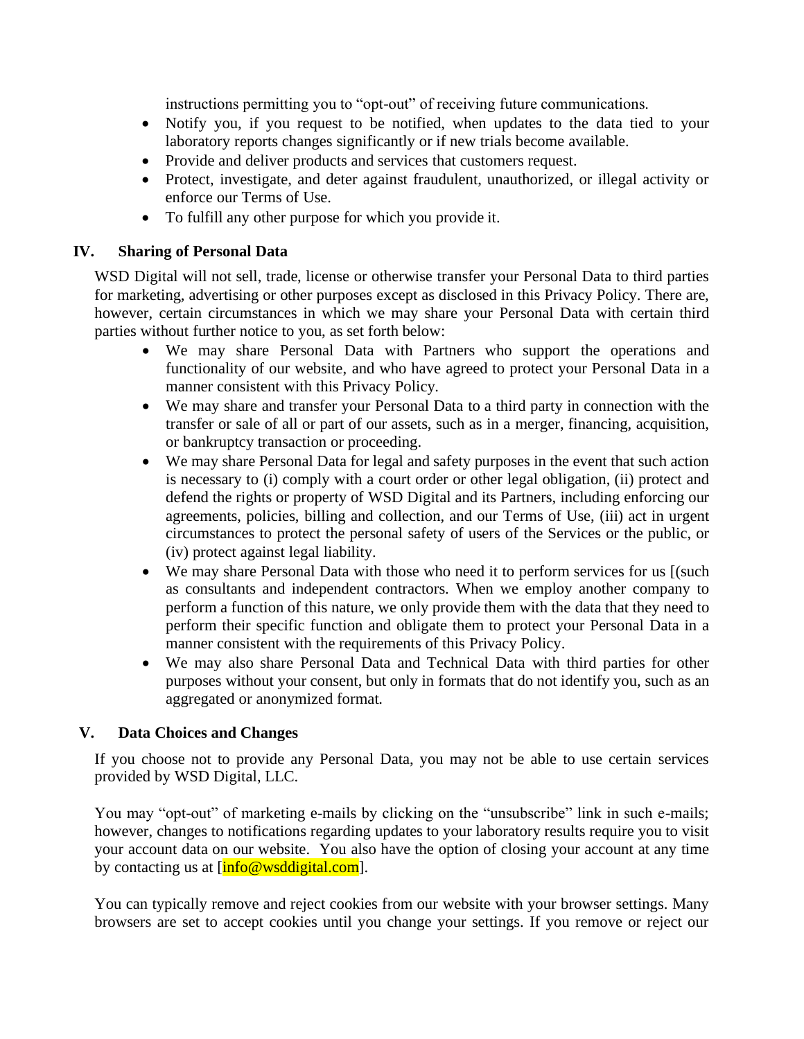instructions permitting you to "opt-out" of receiving future communications.

- Notify you, if you request to be notified, when updates to the data tied to your laboratory reports changes significantly or if new trials become available.
- Provide and deliver products and services that customers request.
- Protect, investigate, and deter against fraudulent, unauthorized, or illegal activity or enforce our Terms of Use.
- To fulfill any other purpose for which you provide it.

## IV. Sharing of Personal Data

WSD Digital will not sell, trade, license or otherwise transfer your Personal Data to third parties for marketing, advertising or other purposes except as disclosed in this Privacy Policy. There are, however, certain circumstances in which we may share your Personal Data with certain third parties without further notice to you, as set forth below:

- We may share Personal Data with Partners who support the operations and functionality of our website, and who have agreed to protect your Personal Data in a manner consistent with this Privacy Policy.
- We may share and transfer your Personal Data to a third party in connection with the transfer or sale of all or part of our assets, such as in a merger, financing, acquisition, or bankruptcy transaction or proceeding.
- We may share Personal Data for legal and safety purposes in the event that such action is necessary to (i) comply with a court order or other legal obligation, (ii) protect and defend the rights or property of WSD Digital and its Partners, including enforcing our agreements, policies, billing and collection, and our Terms of Use, (iii) act in urgent circumstances to protect the personal safety of users of the Services or the public, or (iv) protect against legal liability.
- We may share Personal Data with those who need it to perform services for us [(such as consultants and independent contractors. When we employ another company to perform a function of this nature, we only provide them with the data that they need to perform their specific function and obligate them to protect your Personal Data in a manner consistent with the requirements of this Privacy Policy.
- We may also share Personal Data and Technical Data with third parties for other purposes without your consent, but only in formats that do not identify you, such as an aggregated or anonymized format.

## V. Data Choices and Changes

If you choose not to provide any Personal Data, you may not be able to use certain services provided by WSD Digital, LLC.

You may "opt-out" of marketing e-mails by clicking on the "unsubscribe" link in such e-mails; however, changes to notifications regarding updates to your laboratory results require you to visit your account data on our website. You also have the option of closing your account at any time by contacting us at [info@wsddigital.com].

You can typically remove and reject cookies from our website with your browser settings. Many browsers are set to accept cookies until you change your settings. If you remove or reject our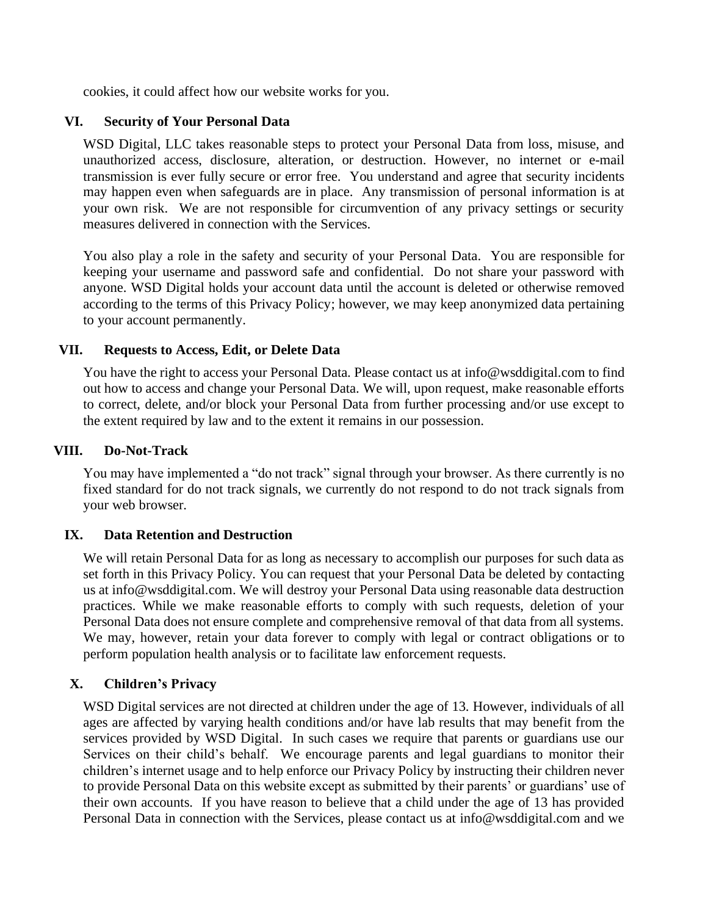cookies, it could affect how our website works for you.

## VI. Security of Your Personal Data

WSD Digital, LLC takes reasonable steps to protect your Personal Data from loss, misuse, and unauthorized access, disclosure, alteration, or destruction. However, no internet or e-mail transmission is ever fully secure or error free. You understand and agree that security incidents may happen even when safeguards are in place. Any transmission of personal information is at your own risk. We are not responsible for circumvention of any privacy settings or security measures delivered in connection with the Services.

You also play a role in the safety and security of your Personal Data. You are responsible for keeping your username and password safe and confidential. Do not share your password with anyone. WSD Digital holds your account data until the account is deleted or otherwise removed according to the terms of this Privacy Policy; however, we may keep anonymized data pertaining to your account permanently.

## VII. Requests to Access, Edit, or Delete Data

You have the right to access your Personal Data. Please contact us at info@wsddigital.com to find out how to access and change your Personal Data. We will, upon request, make reasonable efforts to correct, delete, and/or block your Personal Data from further processing and/or use except to the extent required by law and to the extent it remains in our possession.

## VIII. Do-Not-Track

You may have implemented a "do not track" signal through your browser. As there currently is no fixed standard for do not track signals, we currently do not respond to do not track signals from your web browser.

## IX. Data Retention and Destruction

We will retain Personal Data for as long as necessary to accomplish our purposes for such data as set forth in this Privacy Policy. You can request that your Personal Data be deleted by contacting us at info@wsddigital.com. We will destroy your Personal Data using reasonable data destruction practices. While we make reasonable efforts to comply with such requests, deletion of your Personal Data does not ensure complete and comprehensive removal of that data from all systems. We may, however, retain your data forever to comply with legal or contract obligations or to perform population health analysis or to facilitate law enforcement requests.

## X. Children's Privacy

WSD Digital services are not directed at children under the age of 13. However, individuals of all ages are affected by varying health conditions and/or have lab results that may benefit from the services provided by WSD Digital. In such cases we require that parents or guardians use our Services on their child's behalf. We encourage parents and legal guardians to monitor their children's internet usage and to help enforce our Privacy Policy by instructing their children never to provide Personal Data on this website except as submitted by their parents' or guardians' use of their own accounts. If you have reason to believe that a child under the age of 13 has provided Personal Data in connection with the Services, please contact us at info@wsddigital.com and we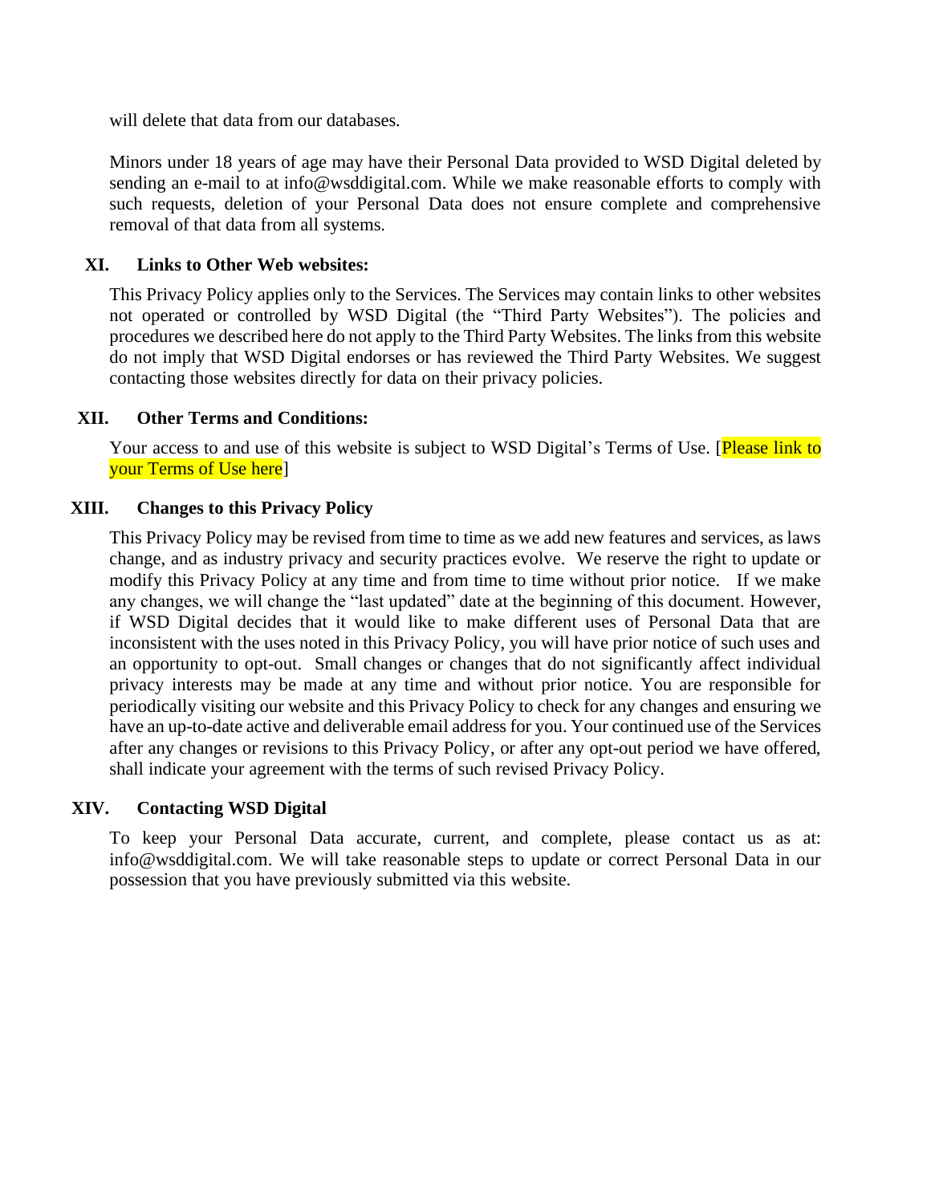will delete that data from our databases.

Minors under 18 years of age may have their Personal Data provided to WSD Digital deleted by sending an e-mail to at info@wsddigital.com. While we make reasonable efforts to comply with such requests, deletion of your Personal Data does not ensure complete and comprehensive removal of that data from all systems.

## XI. Links to Other Web websites:

This Privacy Policy applies only to the Services. The Services may contain links to other websites not operated or controlled by WSD Digital (the "Third Party Websites"). The policies and procedures we described here do not apply to the Third Party Websites. The links from this website do not imply that WSD Digital endorses or has reviewed the Third Party Websites. We suggest contacting those websites directly for data on their privacy policies.

## XII. Other Terms and Conditions:

Your access to and use of this website is subject to WSD Digital's Terms of Use. [Please link to your Terms of Use here]

## XIII. Changes to this Privacy Policy

This Privacy Policy may be revised from time to time as we add new features and services, as laws change, and as industry privacy and security practices evolve. We reserve the right to update or modify this Privacy Policy at any time and from time to time without prior notice. If we make any changes, we will change the "last updated" date at the beginning of this document. However, if WSD Digital decides that it would like to make different uses of Personal Data that are inconsistent with the uses noted in this Privacy Policy, you will have prior notice of such uses and an opportunity to opt-out. Small changes or changes that do not significantly affect individual privacy interests may be made at any time and without prior notice. You are responsible for periodically visiting our website and this Privacy Policy to check for any changes and ensuring we have an up-to-date active and deliverable email address for you. Your continued use of the Services after any changes or revisions to this Privacy Policy, or after any opt-out period we have offered, shall indicate your agreement with the terms of such revised Privacy Policy.

## XIV. Contacting WSD Digital

To keep your Personal Data accurate, current, and complete, please contact us as at: info@wsddigital.com. We will take reasonable steps to update or correct Personal Data in our possession that you have previously submitted via this website.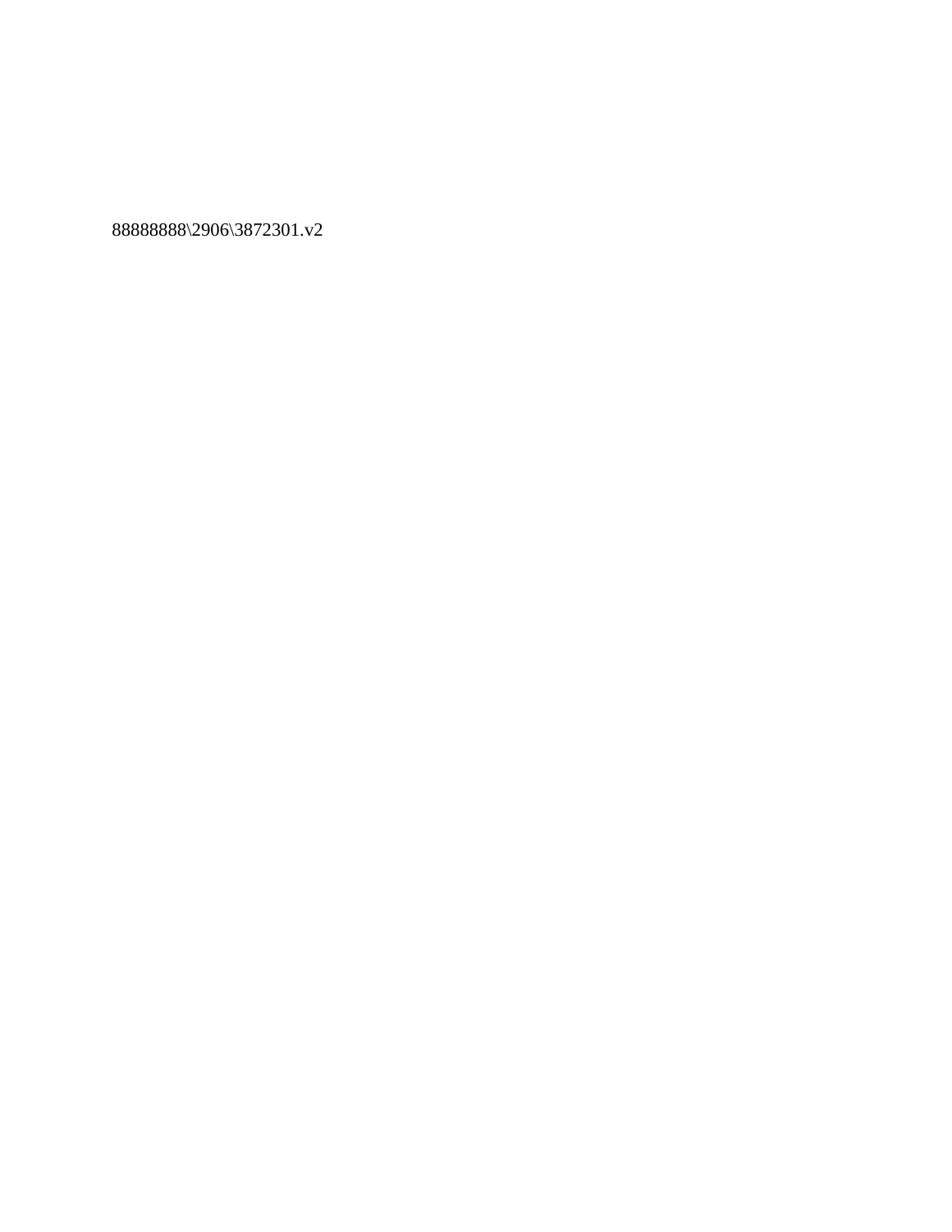88888888\2906\3872301.v2